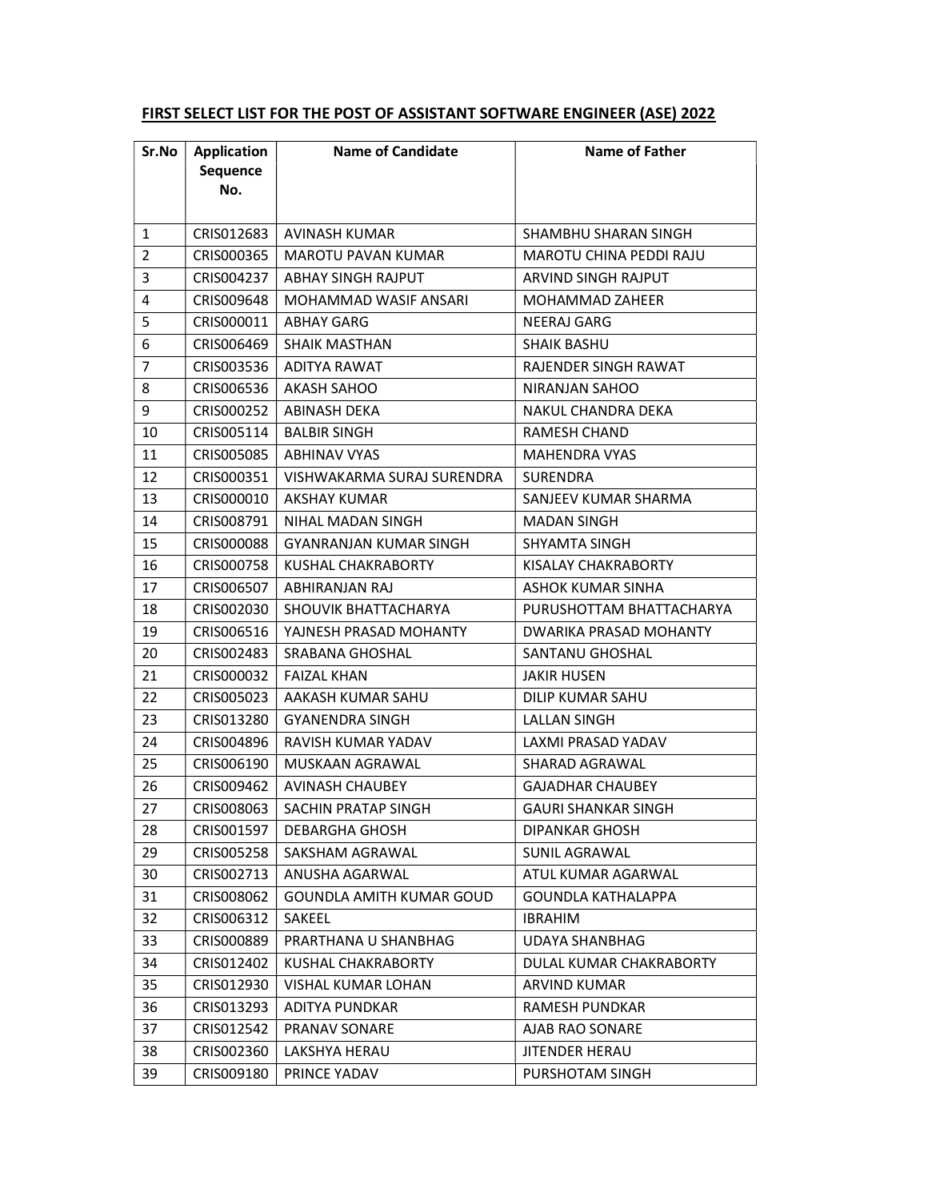**FIRST SELECT LIST FOR THE POST OF ASSISTANT SOFTWARE ENGINEER (ASE) 2022**

| Sr.No | Application Sequence No. | Name of Candidate | Name of Father |
|---|---|---|---|
| 1 | CRIS012683 | AVINASH KUMAR | SHAMBHU SHARAN SINGH |
| 2 | CRIS000365 | MAROTU PAVAN KUMAR | MAROTU CHINA PEDDI RAJU |
| 3 | CRIS004237 | ABHAY SINGH RAJPUT | ARVIND SINGH RAJPUT |
| 4 | CRIS009648 | MOHAMMAD WASIF ANSARI | MOHAMMAD ZAHEER |
| 5 | CRIS000011 | ABHAY GARG | NEERAJ GARG |
| 6 | CRIS006469 | SHAIK MASTHAN | SHAIK BASHU |
| 7 | CRIS003536 | ADITYA RAWAT | RAJENDER SINGH RAWAT |
| 8 | CRIS006536 | AKASH SAHOO | NIRANJAN SAHOO |
| 9 | CRIS000252 | ABINASH DEKA | NAKUL CHANDRA DEKA |
| 10 | CRIS005114 | BALBIR SINGH | RAMESH CHAND |
| 11 | CRIS005085 | ABHINAV VYAS | MAHENDRA VYAS |
| 12 | CRIS000351 | VISHWAKARMA SURAJ SURENDRA | SURENDRA |
| 13 | CRIS000010 | AKSHAY KUMAR | SANJEEV KUMAR SHARMA |
| 14 | CRIS008791 | NIHAL MADAN SINGH | MADAN SINGH |
| 15 | CRIS000088 | GYANRANJAN KUMAR SINGH | SHYAMTA SINGH |
| 16 | CRIS000758 | KUSHAL CHAKRABORTY | KISALAY CHAKRABORTY |
| 17 | CRIS006507 | ABHIRANJAN RAJ | ASHOK KUMAR SINHA |
| 18 | CRIS002030 | SHOUVIK BHATTACHARYA | PURUSHOTTAM BHATTACHARYA |
| 19 | CRIS006516 | YAJNESH PRASAD MOHANTY | DWARIKA PRASAD MOHANTY |
| 20 | CRIS002483 | SRABANA GHOSHAL | SANTANU GHOSHAL |
| 21 | CRIS000032 | FAIZAL KHAN | JAKIR HUSEN |
| 22 | CRIS005023 | AAKASH KUMAR SAHU | DILIP KUMAR SAHU |
| 23 | CRIS013280 | GYANENDRA SINGH | LALLAN SINGH |
| 24 | CRIS004896 | RAVISH KUMAR YADAV | LAXMI PRASAD YADAV |
| 25 | CRIS006190 | MUSKAAN AGRAWAL | SHARAD AGRAWAL |
| 26 | CRIS009462 | AVINASH CHAUBEY | GAJADHAR CHAUBEY |
| 27 | CRIS008063 | SACHIN PRATAP SINGH | GAURI SHANKAR SINGH |
| 28 | CRIS001597 | DEBARGHA GHOSH | DIPANKAR GHOSH |
| 29 | CRIS005258 | SAKSHAM AGRAWAL | SUNIL AGRAWAL |
| 30 | CRIS002713 | ANUSHA AGARWAL | ATUL KUMAR AGARWAL |
| 31 | CRIS008062 | GOUNDLA AMITH KUMAR GOUD | GOUNDLA KATHALAPPA |
| 32 | CRIS006312 | SAKEEL | IBRAHIM |
| 33 | CRIS000889 | PRARTHANA U SHANBHAG | UDAYA SHANBHAG |
| 34 | CRIS012402 | KUSHAL CHAKRABORTY | DULAL KUMAR CHAKRABORTY |
| 35 | CRIS012930 | VISHAL KUMAR LOHAN | ARVIND KUMAR |
| 36 | CRIS013293 | ADITYA PUNDKAR | RAMESH PUNDKAR |
| 37 | CRIS012542 | PRANAV SONARE | AJAB RAO SONARE |
| 38 | CRIS002360 | LAKSHYA HERAU | JITENDER HERAU |
| 39 | CRIS009180 | PRINCE YADAV | PURSHOTAM SINGH |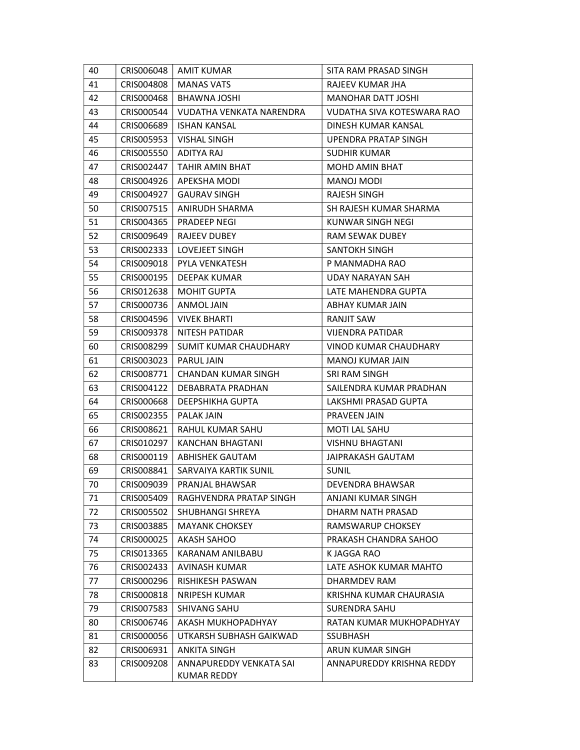| | | | |
|---|---|---|---|
| 40 | CRIS006048 | AMIT KUMAR | SITA RAM PRASAD SINGH |
| 41 | CRIS004808 | MANAS VATS | RAJEEV KUMAR JHA |
| 42 | CRIS000468 | BHAWNA JOSHI | MANOHAR DATT JOSHI |
| 43 | CRIS000544 | VUDATHA VENKATA NARENDRA | VUDATHA SIVA KOTESWARA RAO |
| 44 | CRIS006689 | ISHAN KANSAL | DINESH KUMAR KANSAL |
| 45 | CRIS005953 | VISHAL SINGH | UPENDRA PRATAP SINGH |
| 46 | CRIS005550 | ADITYA RAJ | SUDHIR KUMAR |
| 47 | CRIS002447 | TAHIR AMIN BHAT | MOHD AMIN BHAT |
| 48 | CRIS004926 | APEKSHA MODI | MANOJ MODI |
| 49 | CRIS004927 | GAURAV SINGH | RAJESH SINGH |
| 50 | CRIS007515 | ANIRUDH SHARMA | SH RAJESH KUMAR SHARMA |
| 51 | CRIS004365 | PRADEEP NEGI | KUNWAR SINGH NEGI |
| 52 | CRIS009649 | RAJEEV DUBEY | RAM SEWAK DUBEY |
| 53 | CRIS002333 | LOVEJEET SINGH | SANTOKH SINGH |
| 54 | CRIS009018 | PYLA VENKATESH | P MANMADHA RAO |
| 55 | CRIS000195 | DEEPAK KUMAR | UDAY NARAYAN SAH |
| 56 | CRIS012638 | MOHIT GUPTA | LATE MAHENDRA GUPTA |
| 57 | CRIS000736 | ANMOL JAIN | ABHAY KUMAR JAIN |
| 58 | CRIS004596 | VIVEK BHARTI | RANJIT SAW |
| 59 | CRIS009378 | NITESH PATIDAR | VIJENDRA PATIDAR |
| 60 | CRIS008299 | SUMIT KUMAR CHAUDHARY | VINOD KUMAR CHAUDHARY |
| 61 | CRIS003023 | PARUL JAIN | MANOJ KUMAR JAIN |
| 62 | CRIS008771 | CHANDAN KUMAR SINGH | SRI RAM SINGH |
| 63 | CRIS004122 | DEBABRATA PRADHAN | SAILENDRA KUMAR PRADHAN |
| 64 | CRIS000668 | DEEPSHIKHA GUPTA | LAKSHMI PRASAD GUPTA |
| 65 | CRIS002355 | PALAK JAIN | PRAVEEN JAIN |
| 66 | CRIS008621 | RAHUL KUMAR SAHU | MOTI LAL SAHU |
| 67 | CRIS010297 | KANCHAN BHAGTANI | VISHNU BHAGTANI |
| 68 | CRIS000119 | ABHISHEK GAUTAM | JAIPRAKASH GAUTAM |
| 69 | CRIS008841 | SARVAIYA KARTIK SUNIL | SUNIL |
| 70 | CRIS009039 | PRANJAL BHAWSAR | DEVENDRA BHAWSAR |
| 71 | CRIS005409 | RAGHVENDRA PRATAP SINGH | ANJANI KUMAR SINGH |
| 72 | CRIS005502 | SHUBHANGI SHREYA | DHARM NATH PRASAD |
| 73 | CRIS003885 | MAYANK CHOKSEY | RAMSWARUP CHOKSEY |
| 74 | CRIS000025 | AKASH SAHOO | PRAKASH CHANDRA SAHOO |
| 75 | CRIS013365 | KARANAM ANILBABU | K JAGGA RAO |
| 76 | CRIS002433 | AVINASH KUMAR | LATE ASHOK KUMAR MAHTO |
| 77 | CRIS000296 | RISHIKESH PASWAN | DHARMDEV RAM |
| 78 | CRIS000818 | NRIPESH KUMAR | KRISHNA KUMAR CHAURASIA |
| 79 | CRIS007583 | SHIVANG SAHU | SURENDRA SAHU |
| 80 | CRIS006746 | AKASH MUKHOPADHYAY | RATAN KUMAR MUKHOPADHYAY |
| 81 | CRIS000056 | UTKARSH SUBHASH GAIKWAD | SSUBHASH |
| 82 | CRIS006931 | ANKITA SINGH | ARUN KUMAR SINGH |
| 83 | CRIS009208 | ANNAPUREDDY VENKATA SAI KUMAR REDDY | ANNAPUREDDY KRISHNA REDDY |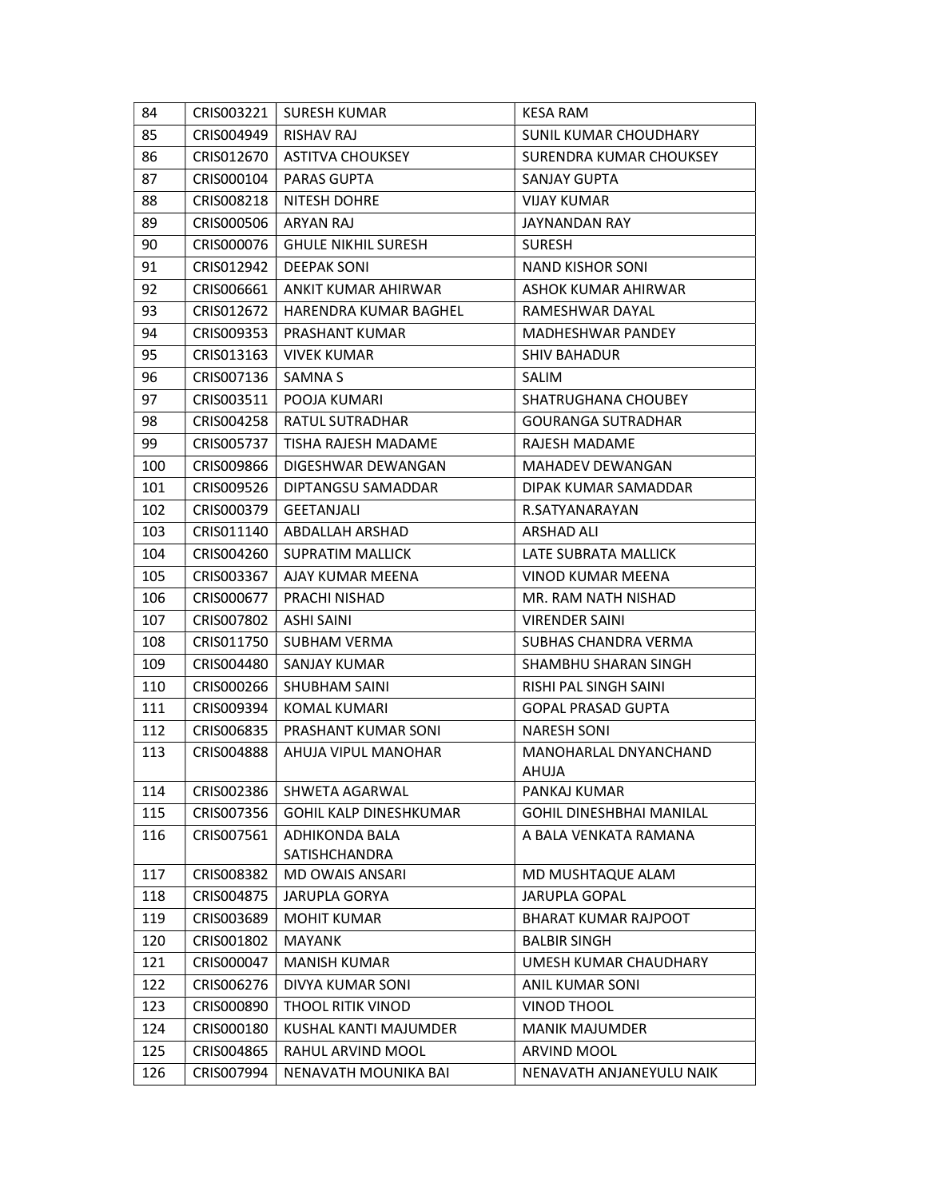| 84 | CRIS003221 | SURESH KUMAR | KESA RAM |
|---|---|---|---|
| 85 | CRIS004949 | RISHAV RAJ | SUNIL KUMAR CHOUDHARY |
| 86 | CRIS012670 | ASTITVA CHOUKSEY | SURENDRA KUMAR CHOUKSEY |
| 87 | CRIS000104 | PARAS GUPTA | SANJAY GUPTA |
| 88 | CRIS008218 | NITESH DOHRE | VIJAY KUMAR |
| 89 | CRIS000506 | ARYAN RAJ | JAYNANDAN RAY |
| 90 | CRIS000076 | GHULE NIKHIL SURESH | SURESH |
| 91 | CRIS012942 | DEEPAK SONI | NAND KISHOR SONI |
| 92 | CRIS006661 | ANKIT KUMAR AHIRWAR | ASHOK KUMAR AHIRWAR |
| 93 | CRIS012672 | HARENDRA KUMAR BAGHEL | RAMESHWAR DAYAL |
| 94 | CRIS009353 | PRASHANT KUMAR | MADHESHWAR PANDEY |
| 95 | CRIS013163 | VIVEK KUMAR | SHIV BAHADUR |
| 96 | CRIS007136 | SAMNA S | SALIM |
| 97 | CRIS003511 | POOJA KUMARI | SHATRUGHANA CHOUBEY |
| 98 | CRIS004258 | RATUL SUTRADHAR | GOURANGA SUTRADHAR |
| 99 | CRIS005737 | TISHA RAJESH MADAME | RAJESH MADAME |
| 100 | CRIS009866 | DIGESHWAR DEWANGAN | MAHADEV DEWANGAN |
| 101 | CRIS009526 | DIPTANGSU SAMADDAR | DIPAK KUMAR SAMADDAR |
| 102 | CRIS000379 | GEETANJALI | R.SATYANARAYAN |
| 103 | CRIS011140 | ABDALLAH ARSHAD | ARSHAD ALI |
| 104 | CRIS004260 | SUPRATIM MALLICK | LATE SUBRATA MALLICK |
| 105 | CRIS003367 | AJAY KUMAR MEENA | VINOD KUMAR MEENA |
| 106 | CRIS000677 | PRACHI NISHAD | MR. RAM NATH NISHAD |
| 107 | CRIS007802 | ASHI SAINI | VIRENDER SAINI |
| 108 | CRIS011750 | SUBHAM VERMA | SUBHAS CHANDRA VERMA |
| 109 | CRIS004480 | SANJAY KUMAR | SHAMBHU SHARAN SINGH |
| 110 | CRIS000266 | SHUBHAM SAINI | RISHI PAL SINGH SAINI |
| 111 | CRIS009394 | KOMAL KUMARI | GOPAL PRASAD GUPTA |
| 112 | CRIS006835 | PRASHANT KUMAR SONI | NARESH SONI |
| 113 | CRIS004888 | AHUJA VIPUL MANOHAR | MANOHARLAL DNYANCHAND AHUJA |
| 114 | CRIS002386 | SHWETA AGARWAL | PANKAJ KUMAR |
| 115 | CRIS007356 | GOHIL KALP DINESHKUMAR | GOHIL DINESHBHAI MANILAL |
| 116 | CRIS007561 | ADHIKONDA BALA SATISHCHANDRA | A BALA VENKATA RAMANA |
| 117 | CRIS008382 | MD OWAIS ANSARI | MD MUSHTAQUE ALAM |
| 118 | CRIS004875 | JARUPLA GORYA | JARUPLA GOPAL |
| 119 | CRIS003689 | MOHIT KUMAR | BHARAT KUMAR RAJPOOT |
| 120 | CRIS001802 | MAYANK | BALBIR SINGH |
| 121 | CRIS000047 | MANISH KUMAR | UMESH KUMAR CHAUDHARY |
| 122 | CRIS006276 | DIVYA KUMAR SONI | ANIL KUMAR SONI |
| 123 | CRIS000890 | THOOL RITIK VINOD | VINOD THOOL |
| 124 | CRIS000180 | KUSHAL KANTI MAJUMDER | MANIK MAJUMDER |
| 125 | CRIS004865 | RAHUL ARVIND MOOL | ARVIND MOOL |
| 126 | CRIS007994 | NENAVATH MOUNIKA BAI | NENAVATH ANJANEYULU NAIK |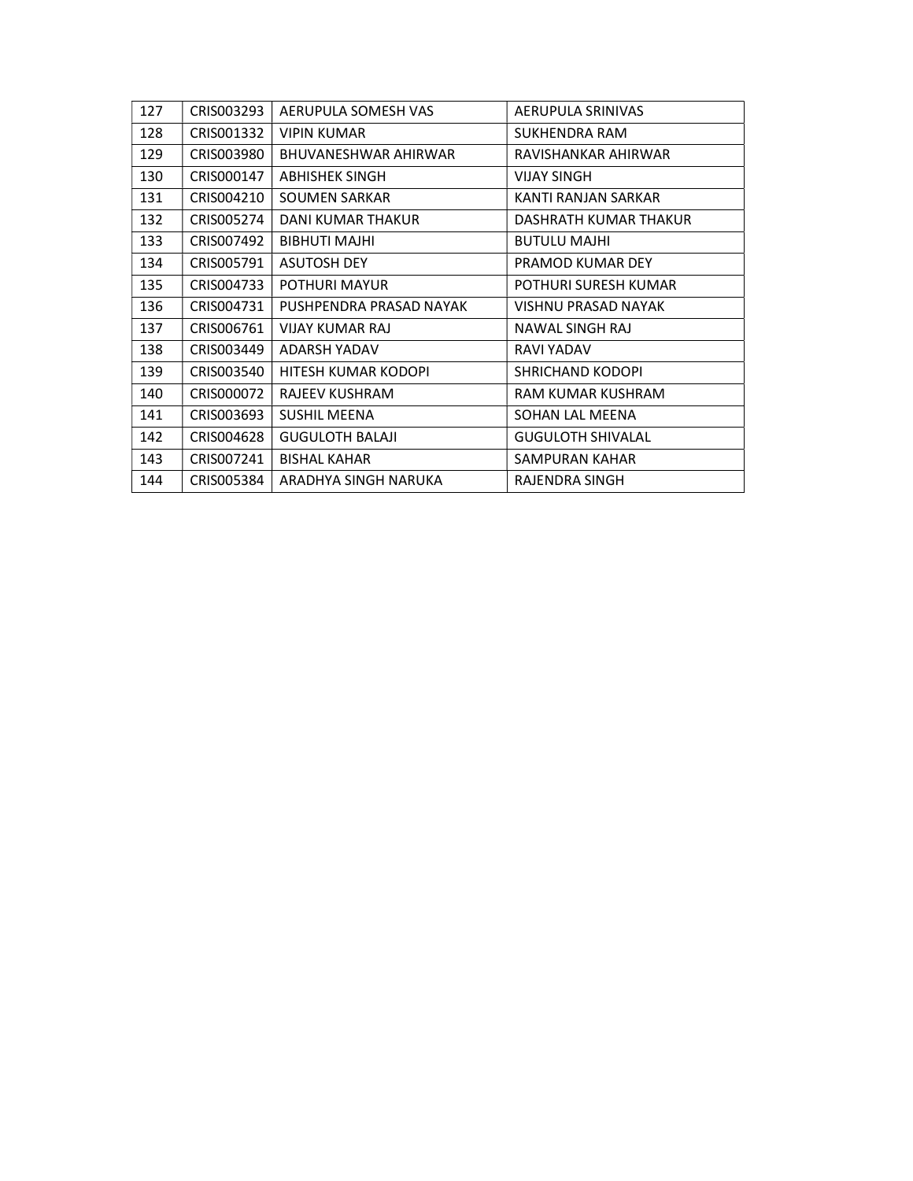| | | | |
|---|---|---|---|
| 127 | CRIS003293 | AERUPULA SOMESH VAS | AERUPULA SRINIVAS |
| 128 | CRIS001332 | VIPIN KUMAR | SUKHENDRA RAM |
| 129 | CRIS003980 | BHUVANESHWAR AHIRWAR | RAVISHANKAR AHIRWAR |
| 130 | CRIS000147 | ABHISHEK SINGH | VIJAY SINGH |
| 131 | CRIS004210 | SOUMEN SARKAR | KANTI RANJAN SARKAR |
| 132 | CRIS005274 | DANI KUMAR THAKUR | DASHRATH KUMAR THAKUR |
| 133 | CRIS007492 | BIBHUTI MAJHI | BUTULU MAJHI |
| 134 | CRIS005791 | ASUTOSH DEY | PRAMOD KUMAR DEY |
| 135 | CRIS004733 | POTHURI MAYUR | POTHURI SURESH KUMAR |
| 136 | CRIS004731 | PUSHPENDRA PRASAD NAYAK | VISHNU PRASAD NAYAK |
| 137 | CRIS006761 | VIJAY KUMAR RAJ | NAWAL SINGH RAJ |
| 138 | CRIS003449 | ADARSH YADAV | RAVI YADAV |
| 139 | CRIS003540 | HITESH KUMAR KODOPI | SHRICHAND KODOPI |
| 140 | CRIS000072 | RAJEEV KUSHRAM | RAM KUMAR KUSHRAM |
| 141 | CRIS003693 | SUSHIL MEENA | SOHAN LAL MEENA |
| 142 | CRIS004628 | GUGULOTH BALAJI | GUGULOTH SHIVALAL |
| 143 | CRIS007241 | BISHAL KAHAR | SAMPURAN KAHAR |
| 144 | CRIS005384 | ARADHYA SINGH NARUKA | RAJENDRA SINGH |